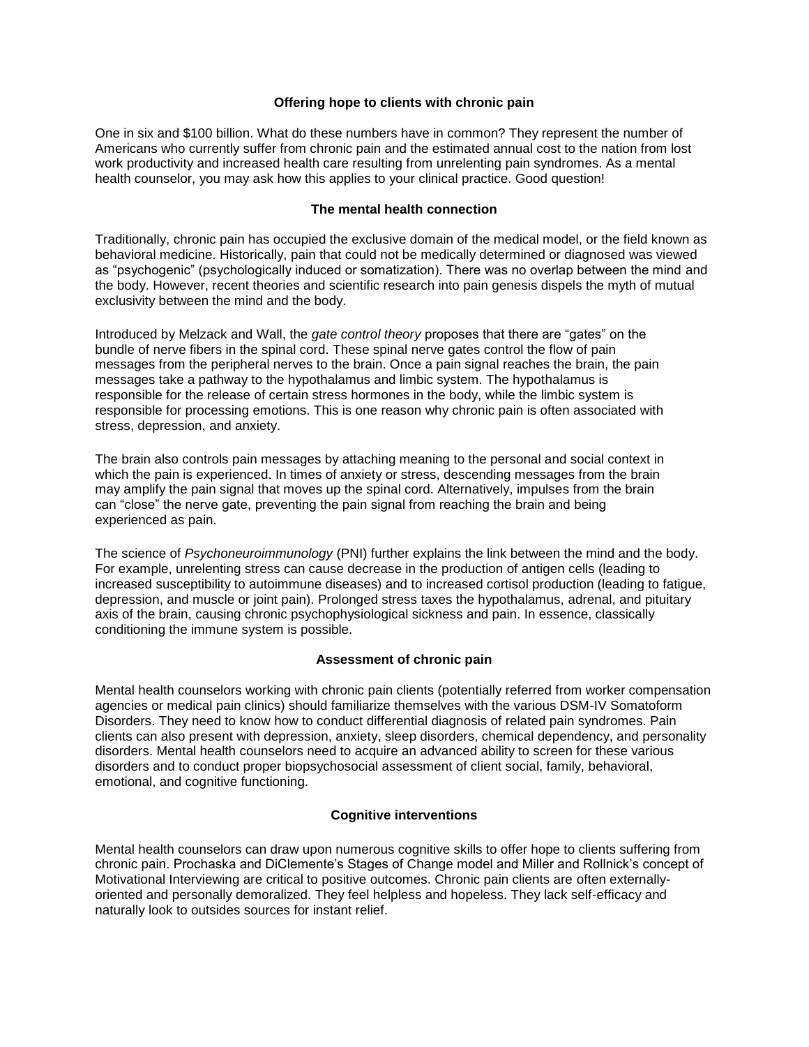# Offering hope to clients with chronic pain

One in six and $100 billion. What do these numbers have in common? They represent the number of Americans who currently suffer from chronic pain and the estimated annual cost to the nation from lost work productivity and increased health care resulting from unrelenting pain syndromes. As a mental health counselor, you may ask how this applies to your clinical practice. Good question!

## The mental health connection

Traditionally, chronic pain has occupied the exclusive domain of the medical model, or the field known as behavioral medicine. Historically, pain that could not be medically determined or diagnosed was viewed as "psychogenic" (psychologically induced or somatization). There was no overlap between the mind and the body. However, recent theories and scientific research into pain genesis dispels the myth of mutual exclusivity between the mind and the body.

Introduced by Melzack and Wall, the *gate control theory* proposes that there are "gates" on the bundle of nerve fibers in the spinal cord. These spinal nerve gates control the flow of pain messages from the peripheral nerves to the brain. Once a pain signal reaches the brain, the pain messages take a pathway to the hypothalamus and limbic system. The hypothalamus is responsible for the release of certain stress hormones in the body, while the limbic system is responsible for processing emotions. This is one reason why chronic pain is often associated with stress, depression, and anxiety.

The brain also controls pain messages by attaching meaning to the personal and social context in which the pain is experienced. In times of anxiety or stress, descending messages from the brain may amplify the pain signal that moves up the spinal cord. Alternatively, impulses from the brain can "close" the nerve gate, preventing the pain signal from reaching the brain and being experienced as pain.

The science of *Psychoneuroimmunology* (PNI) further explains the link between the mind and the body. For example, unrelenting stress can cause decrease in the production of antigen cells (leading to increased susceptibility to autoimmune diseases) and to increased cortisol production (leading to fatigue, depression, and muscle or joint pain). Prolonged stress taxes the hypothalamus, adrenal, and pituitary axis of the brain, causing chronic psychophysiological sickness and pain. In essence, classically conditioning the immune system is possible.

## Assessment of chronic pain

Mental health counselors working with chronic pain clients (potentially referred from worker compensation agencies or medical pain clinics) should familiarize themselves with the various DSM-IV Somatoform Disorders. They need to know how to conduct differential diagnosis of related pain syndromes. Pain clients can also present with depression, anxiety, sleep disorders, chemical dependency, and personality disorders. Mental health counselors need to acquire an advanced ability to screen for these various disorders and to conduct proper biopsychosocial assessment of client social, family, behavioral, emotional, and cognitive functioning.

## Cognitive interventions

Mental health counselors can draw upon numerous cognitive skills to offer hope to clients suffering from chronic pain. Prochaska and DiClemente's Stages of Change model and Miller and Rollnick's concept of Motivational Interviewing are critical to positive outcomes. Chronic pain clients are often externally-oriented and personally demoralized. They feel helpless and hopeless. They lack self-efficacy and naturally look to outsides sources for instant relief.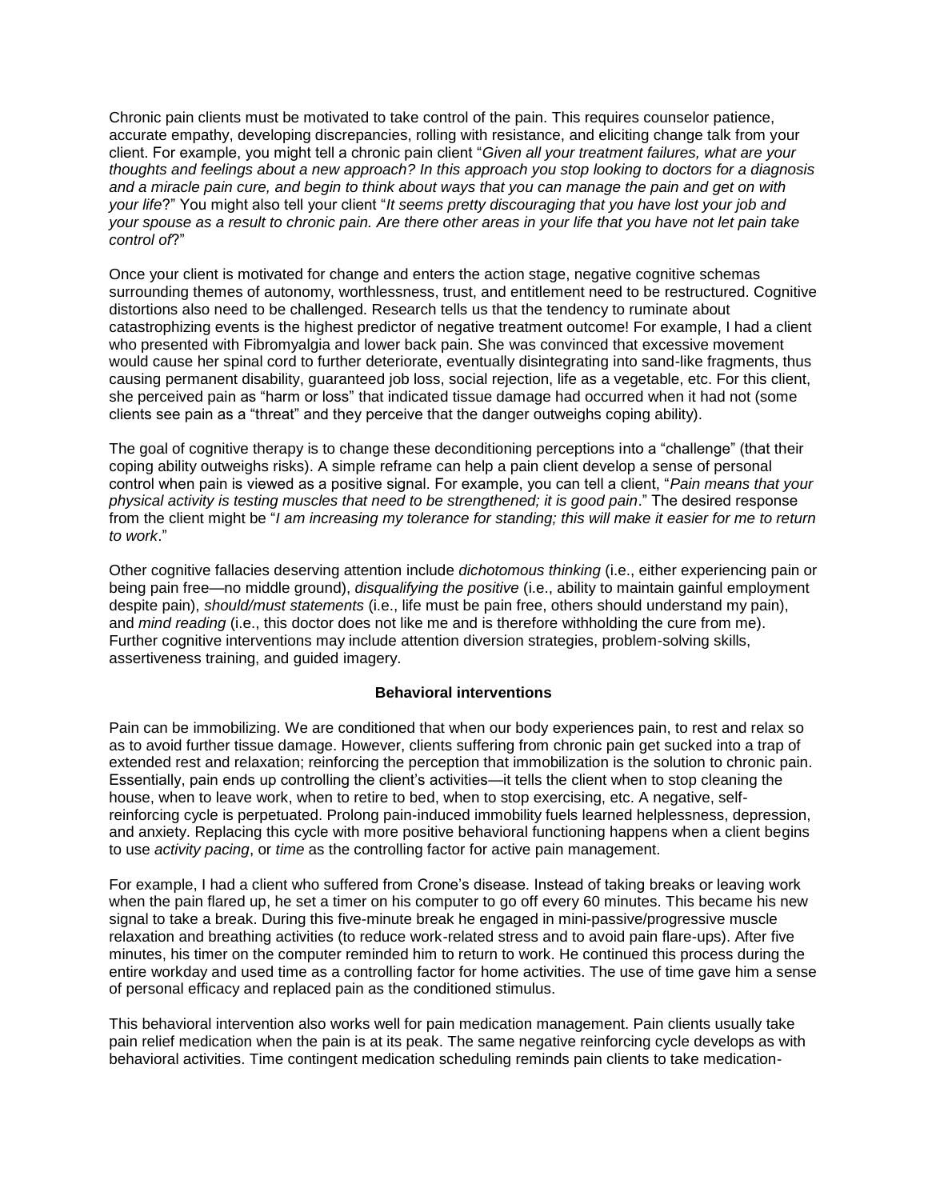Chronic pain clients must be motivated to take control of the pain. This requires counselor patience, accurate empathy, developing discrepancies, rolling with resistance, and eliciting change talk from your client. For example, you might tell a chronic pain client "*Given all your treatment failures, what are your thoughts and feelings about a new approach? In this approach you stop looking to doctors for a diagnosis and a miracle pain cure, and begin to think about ways that you can manage the pain and get on with your life*?" You might also tell your client "*It seems pretty discouraging that you have lost your job and your spouse as a result to chronic pain. Are there other areas in your life that you have not let pain take control of*?"

Once your client is motivated for change and enters the action stage, negative cognitive schemas surrounding themes of autonomy, worthlessness, trust, and entitlement need to be restructured. Cognitive distortions also need to be challenged. Research tells us that the tendency to ruminate about catastrophizing events is the highest predictor of negative treatment outcome! For example, I had a client who presented with Fibromyalgia and lower back pain. She was convinced that excessive movement would cause her spinal cord to further deteriorate, eventually disintegrating into sand-like fragments, thus causing permanent disability, guaranteed job loss, social rejection, life as a vegetable, etc. For this client, she perceived pain as "harm or loss" that indicated tissue damage had occurred when it had not (some clients see pain as a "threat" and they perceive that the danger outweighs coping ability).

The goal of cognitive therapy is to change these deconditioning perceptions into a "challenge" (that their coping ability outweighs risks). A simple reframe can help a pain client develop a sense of personal control when pain is viewed as a positive signal. For example, you can tell a client, "*Pain means that your physical activity is testing muscles that need to be strengthened; it is good pain*." The desired response from the client might be "*I am increasing my tolerance for standing; this will make it easier for me to return to work*."

Other cognitive fallacies deserving attention include *dichotomous thinking* (i.e., either experiencing pain or being pain free—no middle ground), *disqualifying the positive* (i.e., ability to maintain gainful employment despite pain), *should/must statements* (i.e., life must be pain free, others should understand my pain), and *mind reading* (i.e., this doctor does not like me and is therefore withholding the cure from me). Further cognitive interventions may include attention diversion strategies, problem-solving skills, assertiveness training, and guided imagery.

**Behavioral interventions**

Pain can be immobilizing. We are conditioned that when our body experiences pain, to rest and relax so as to avoid further tissue damage. However, clients suffering from chronic pain get sucked into a trap of extended rest and relaxation; reinforcing the perception that immobilization is the solution to chronic pain. Essentially, pain ends up controlling the client's activities—it tells the client when to stop cleaning the house, when to leave work, when to retire to bed, when to stop exercising, etc. A negative, self-reinforcing cycle is perpetuated. Prolong pain-induced immobility fuels learned helplessness, depression, and anxiety. Replacing this cycle with more positive behavioral functioning happens when a client begins to use *activity pacing*, or *time* as the controlling factor for active pain management.

For example, I had a client who suffered from Crone's disease. Instead of taking breaks or leaving work when the pain flared up, he set a timer on his computer to go off every 60 minutes. This became his new signal to take a break. During this five-minute break he engaged in mini-passive/progressive muscle relaxation and breathing activities (to reduce work-related stress and to avoid pain flare-ups). After five minutes, his timer on the computer reminded him to return to work. He continued this process during the entire workday and used time as a controlling factor for home activities. The use of time gave him a sense of personal efficacy and replaced pain as the conditioned stimulus.

This behavioral intervention also works well for pain medication management. Pain clients usually take pain relief medication when the pain is at its peak. The same negative reinforcing cycle develops as with behavioral activities. Time contingent medication scheduling reminds pain clients to take medication-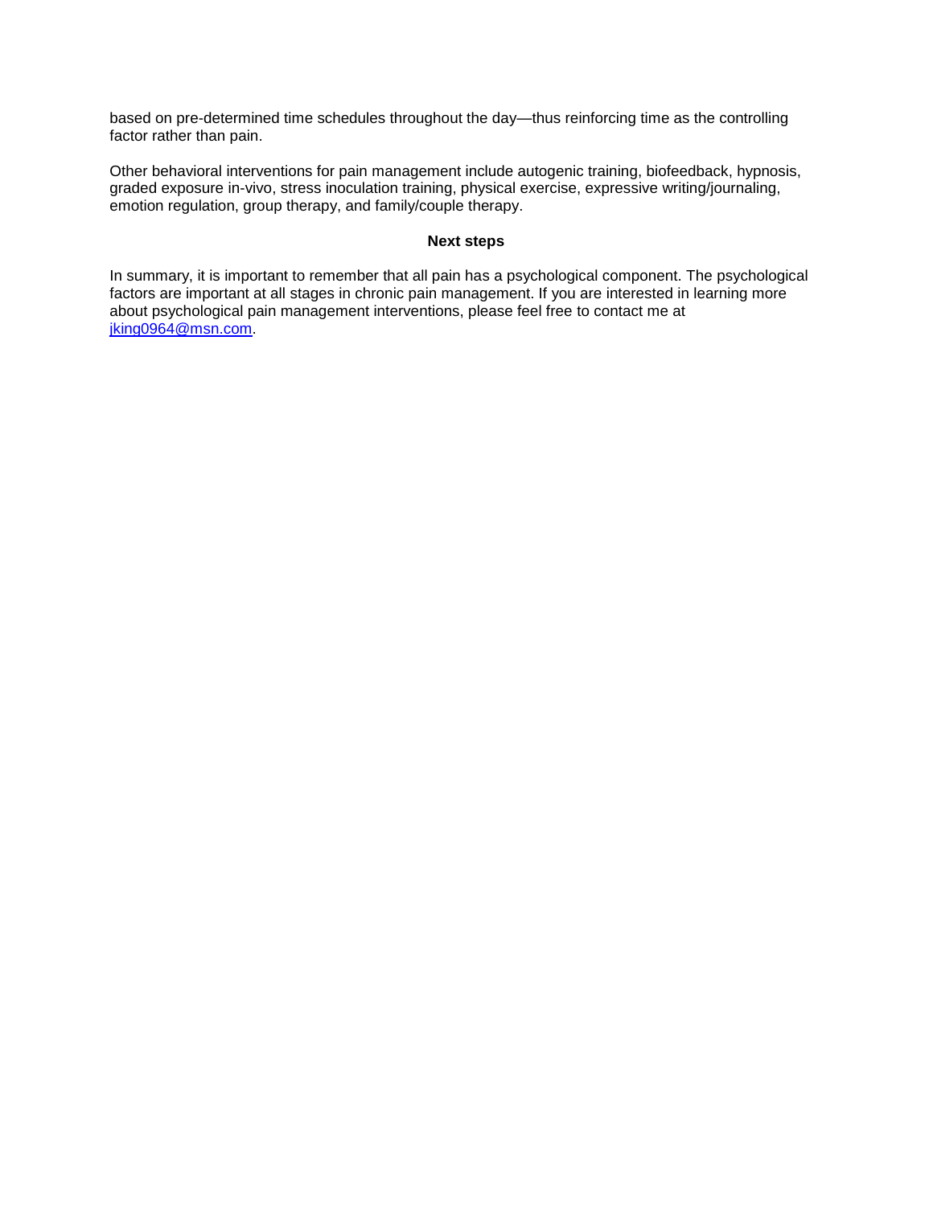based on pre-determined time schedules throughout the day—thus reinforcing time as the controlling factor rather than pain.

Other behavioral interventions for pain management include autogenic training, biofeedback, hypnosis, graded exposure in-vivo, stress inoculation training, physical exercise, expressive writing/journaling, emotion regulation, group therapy, and family/couple therapy.

**Next steps**

In summary, it is important to remember that all pain has a psychological component. The psychological factors are important at all stages in chronic pain management. If you are interested in learning more about psychological pain management interventions, please feel free to contact me at [jking0964@msn.com](mailto:jking0964@msn.com).